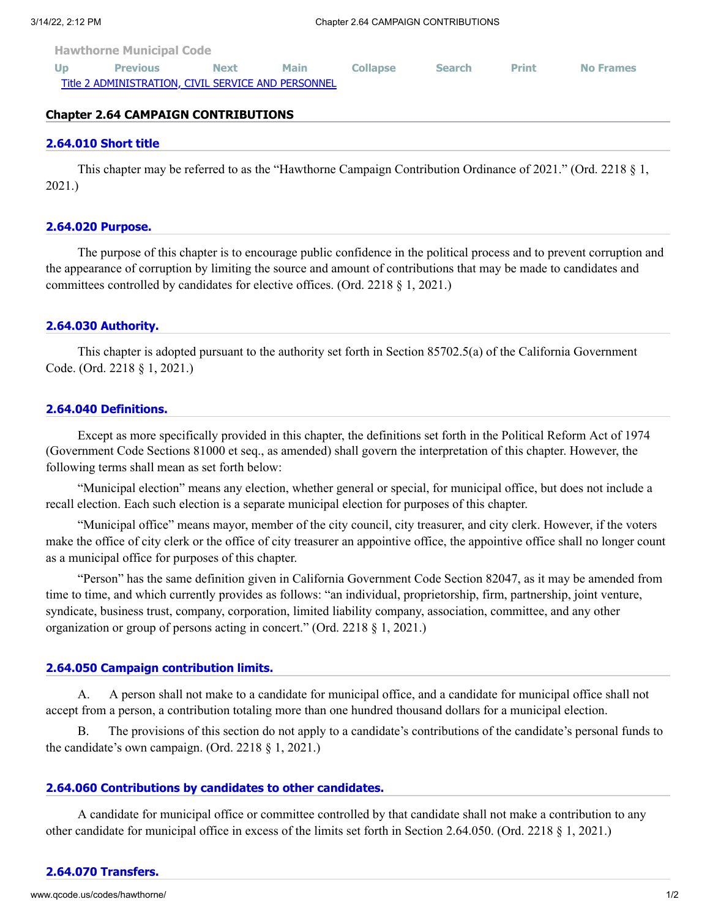Hawthorne Municipal Code

Up Previous Next Main Collapse Search Print No Frames

Title 2 ADMINISTRATION, CIVIL SERVICE AND PERSONNEL

# Chapter 2.64 CAMPAIGN CONTRIBUTIONS

## 2.64.010 Short title

This chapter may be referred to as the "Hawthorne Campaign Contribution Ordinance of 2021." (Ord. 2218 § 1, 2021.)

## 2.64.020 Purpose.

The purpose of this chapter is to encourage public confidence in the political process and to prevent corruption and the appearance of corruption by limiting the source and amount of contributions that may be made to candidates and committees controlled by candidates for elective offices. (Ord. 2218 § 1, 2021.)

## 2.64.030 Authority.

This chapter is adopted pursuant to the authority set forth in Section 85702.5(a) of the California Government Code. (Ord. 2218 § 1, 2021.)

## 2.64.040 Definitions.

Except as more specifically provided in this chapter, the definitions set forth in the Political Reform Act of 1974 (Government Code Sections 81000 et seq., as amended) shall govern the interpretation of this chapter. However, the following terms shall mean as set forth below:

"Municipal election" means any election, whether general or special, for municipal office, but does not include a recall election. Each such election is a separate municipal election for purposes of this chapter.

"Municipal office" means mayor, member of the city council, city treasurer, and city clerk. However, if the voters make the office of city clerk or the office of city treasurer an appointive office, the appointive office shall no longer count as a municipal office for purposes of this chapter.

"Person" has the same definition given in California Government Code Section 82047, as it may be amended from time to time, and which currently provides as follows: "an individual, proprietorship, firm, partnership, joint venture, syndicate, business trust, company, corporation, limited liability company, association, committee, and any other organization or group of persons acting in concert." (Ord. 2218 § 1, 2021.)

## 2.64.050 Campaign contribution limits.

A. A person shall not make to a candidate for municipal office, and a candidate for municipal office shall not accept from a person, a contribution totaling more than one hundred thousand dollars for a municipal election.

B. The provisions of this section do not apply to a candidate's contributions of the candidate's personal funds to the candidate's own campaign. (Ord. 2218 § 1, 2021.)

## 2.64.060 Contributions by candidates to other candidates.

A candidate for municipal office or committee controlled by that candidate shall not make a contribution to any other candidate for municipal office in excess of the limits set forth in Section 2.64.050. (Ord. 2218 § 1, 2021.)

## 2.64.070 Transfers.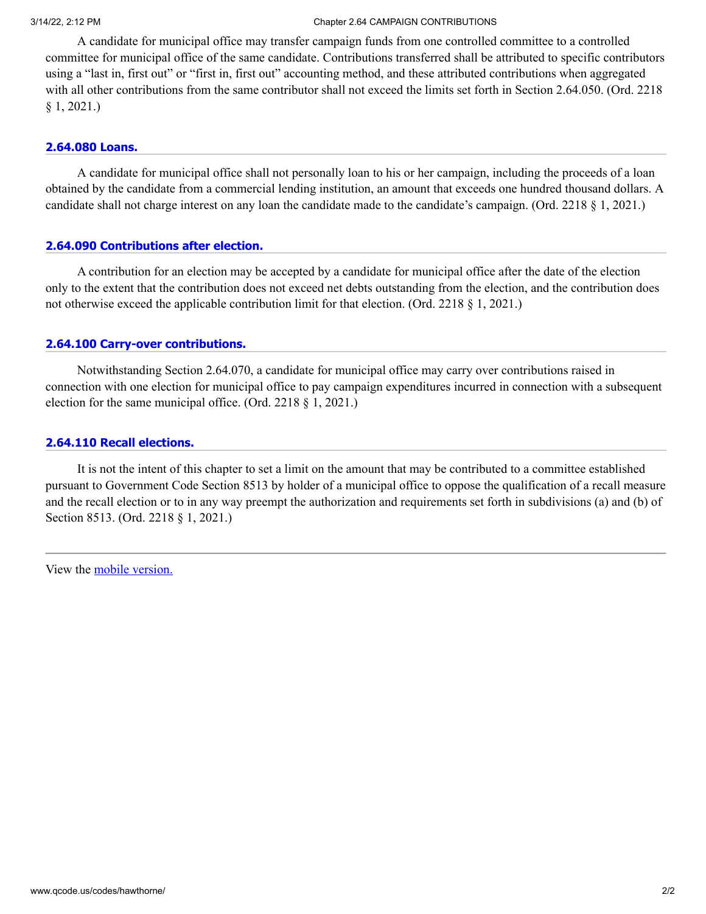A candidate for municipal office may transfer campaign funds from one controlled committee to a controlled committee for municipal office of the same candidate. Contributions transferred shall be attributed to specific contributors using a "last in, first out" or "first in, first out" accounting method, and these attributed contributions when aggregated with all other contributions from the same contributor shall not exceed the limits set forth in Section 2.64.050. (Ord. 2218 § 1, 2021.)

### 2.64.080 Loans.

A candidate for municipal office shall not personally loan to his or her campaign, including the proceeds of a loan obtained by the candidate from a commercial lending institution, an amount that exceeds one hundred thousand dollars. A candidate shall not charge interest on any loan the candidate made to the candidate's campaign. (Ord. 2218 § 1, 2021.)

### 2.64.090 Contributions after election.

A contribution for an election may be accepted by a candidate for municipal office after the date of the election only to the extent that the contribution does not exceed net debts outstanding from the election, and the contribution does not otherwise exceed the applicable contribution limit for that election. (Ord. 2218 § 1, 2021.)

### 2.64.100 Carry-over contributions.

Notwithstanding Section 2.64.070, a candidate for municipal office may carry over contributions raised in connection with one election for municipal office to pay campaign expenditures incurred in connection with a subsequent election for the same municipal office. (Ord. 2218 § 1, 2021.)

### 2.64.110 Recall elections.

It is not the intent of this chapter to set a limit on the amount that may be contributed to a committee established pursuant to Government Code Section 8513 by holder of a municipal office to oppose the qualification of a recall measure and the recall election or to in any way preempt the authorization and requirements set forth in subdivisions (a) and (b) of Section 8513. (Ord. 2218 § 1, 2021.)

---

View the mobile version.